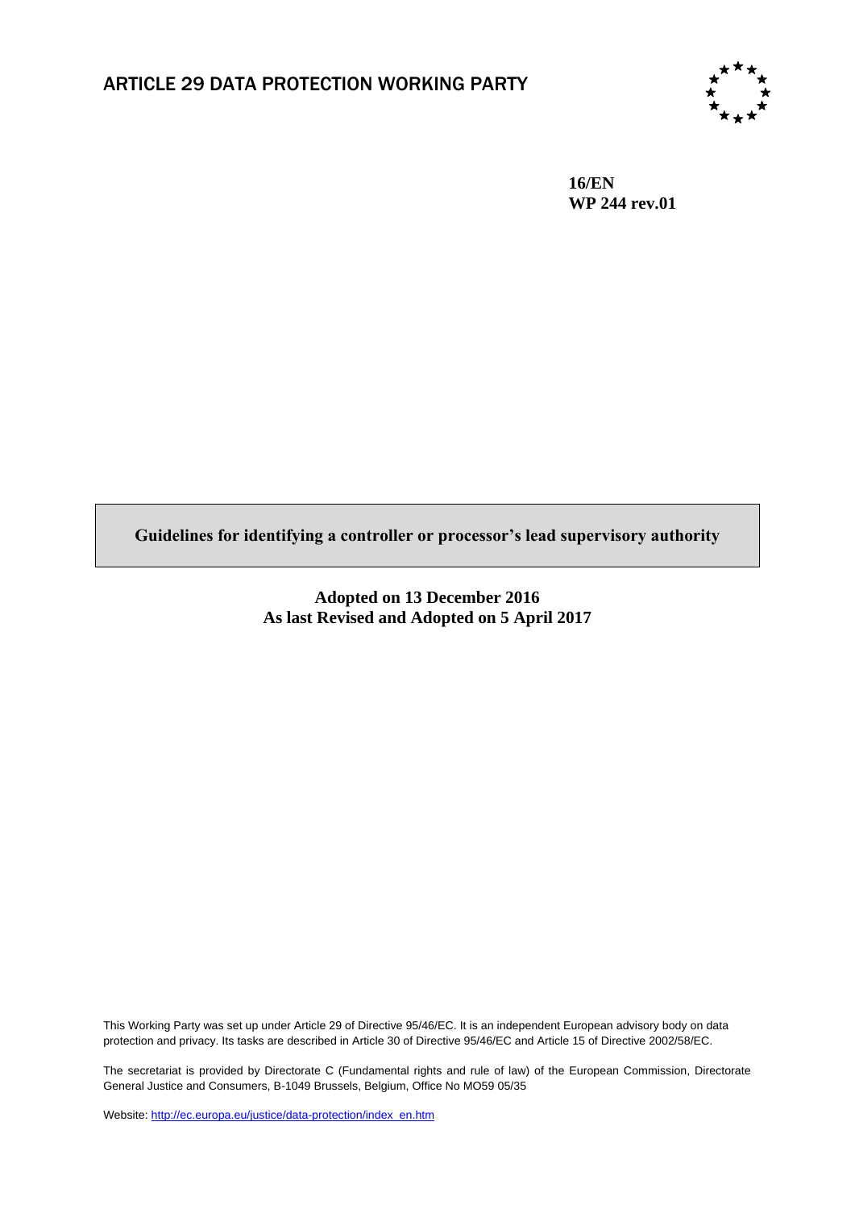# ARTICLE 29 DATA PROTECTION WORKING PARTY

**16/EN**
**WP 244 rev.01**

**Guidelines for identifying a controller or processor's lead supervisory authority**

**Adopted on 13 December 2016**
**As last Revised and Adopted on 5 April 2017**

This Working Party was set up under Article 29 of Directive 95/46/EC. It is an independent European advisory body on data protection and privacy. Its tasks are described in Article 30 of Directive 95/46/EC and Article 15 of Directive 2002/58/EC.

The secretariat is provided by Directorate C (Fundamental rights and rule of law) of the European Commission, Directorate General Justice and Consumers, B-1049 Brussels, Belgium, Office No MO59 05/35

Website: http://ec.europa.eu/justice/data-protection/index_en.htm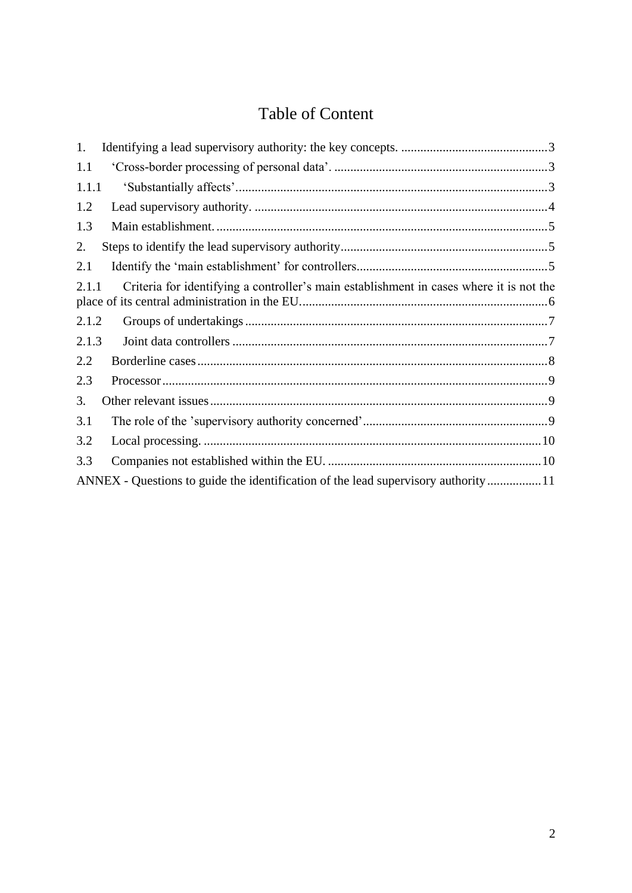# Table of Content

1. Identifying a lead supervisory authority: the key concepts. ..............................................3
1.1 'Cross-border processing of personal data'. ...................................................................3
1.1.1 'Substantially affects'.................................................................................................3
1.2 Lead supervisory authority. ...........................................................................................4
1.3 Main establishment. .......................................................................................................5
2. Steps to identify the lead supervisory authority.................................................................5
2.1 Identify the 'main establishment' for controllers............................................................5
2.1.1 Criteria for identifying a controller's main establishment in cases where it is not the place of its central administration in the EU.............................................................................6
2.1.2 Groups of undertakings ..............................................................................................7
2.1.3 Joint data controllers ..................................................................................................7
2.2 Borderline cases.............................................................................................................8
2.3 Processor........................................................................................................................9
3. Other relevant issues.........................................................................................................9
3.1 The role of the 'supervisory authority concerned'..........................................................9
3.2 Local processing. .........................................................................................................10
3.3 Companies not established within the EU. ..................................................................10
ANNEX - Questions to guide the identification of the lead supervisory authority.................11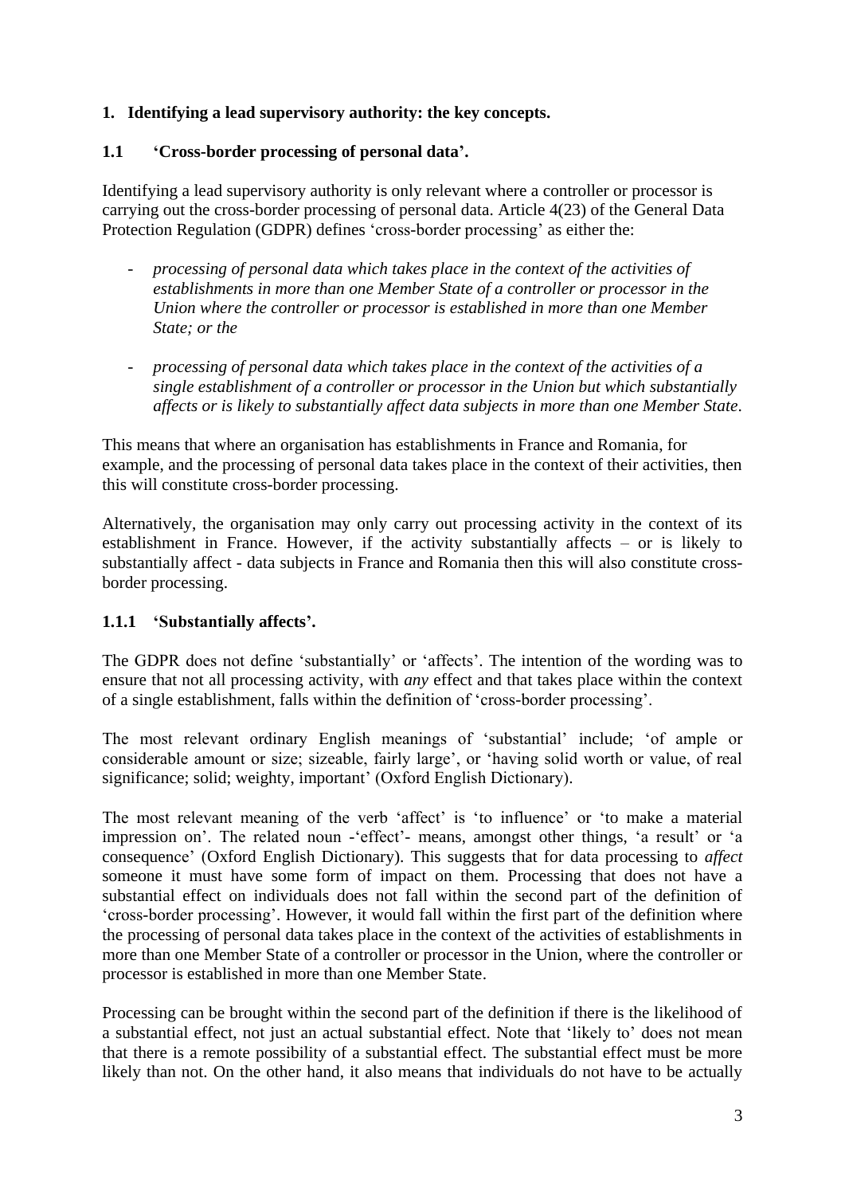## 1. Identifying a lead supervisory authority: the key concepts.

### 1.1 'Cross-border processing of personal data'.

Identifying a lead supervisory authority is only relevant where a controller or processor is carrying out the cross-border processing of personal data. Article 4(23) of the General Data Protection Regulation (GDPR) defines 'cross-border processing' as either the:

- *processing of personal data which takes place in the context of the activities of establishments in more than one Member State of a controller or processor in the Union where the controller or processor is established in more than one Member State; or the*

- *processing of personal data which takes place in the context of the activities of a single establishment of a controller or processor in the Union but which substantially affects or is likely to substantially affect data subjects in more than one Member State.*

This means that where an organisation has establishments in France and Romania, for example, and the processing of personal data takes place in the context of their activities, then this will constitute cross-border processing.

Alternatively, the organisation may only carry out processing activity in the context of its establishment in France. However, if the activity substantially affects – or is likely to substantially affect - data subjects in France and Romania then this will also constitute cross-border processing.

#### 1.1.1 'Substantially affects'.

The GDPR does not define 'substantially' or 'affects'. The intention of the wording was to ensure that not all processing activity, with *any* effect and that takes place within the context of a single establishment, falls within the definition of 'cross-border processing'.

The most relevant ordinary English meanings of 'substantial' include; 'of ample or considerable amount or size; sizeable, fairly large', or 'having solid worth or value, of real significance; solid; weighty, important' (Oxford English Dictionary).

The most relevant meaning of the verb 'affect' is 'to influence' or 'to make a material impression on'. The related noun -'effect'- means, amongst other things, 'a result' or 'a consequence' (Oxford English Dictionary). This suggests that for data processing to *affect* someone it must have some form of impact on them. Processing that does not have a substantial effect on individuals does not fall within the second part of the definition of 'cross-border processing'. However, it would fall within the first part of the definition where the processing of personal data takes place in the context of the activities of establishments in more than one Member State of a controller or processor in the Union, where the controller or processor is established in more than one Member State.

Processing can be brought within the second part of the definition if there is the likelihood of a substantial effect, not just an actual substantial effect. Note that 'likely to' does not mean that there is a remote possibility of a substantial effect. The substantial effect must be more likely than not. On the other hand, it also means that individuals do not have to be actually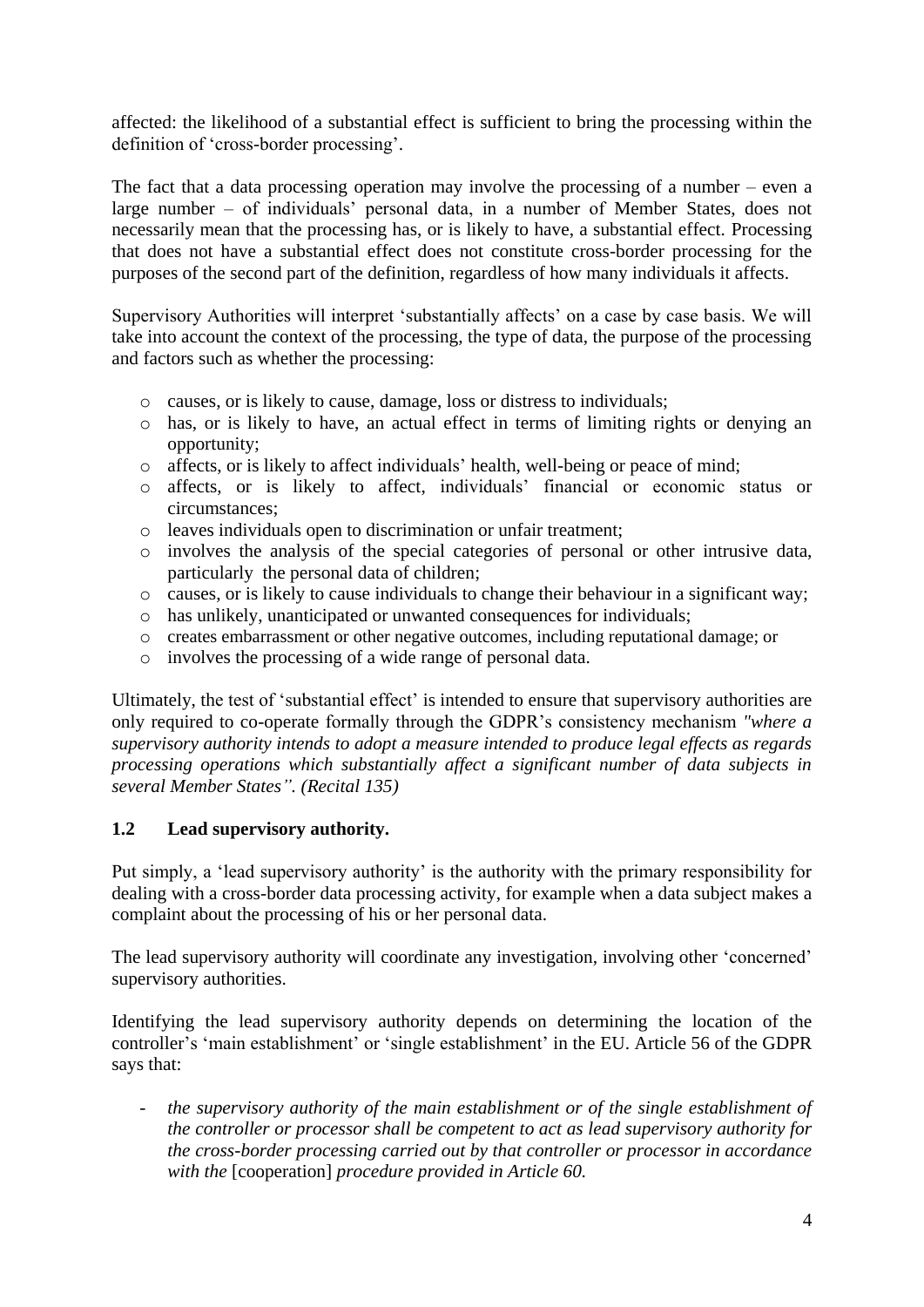affected: the likelihood of a substantial effect is sufficient to bring the processing within the definition of 'cross-border processing'.

The fact that a data processing operation may involve the processing of a number – even a large number – of individuals' personal data, in a number of Member States, does not necessarily mean that the processing has, or is likely to have, a substantial effect. Processing that does not have a substantial effect does not constitute cross-border processing for the purposes of the second part of the definition, regardless of how many individuals it affects.

Supervisory Authorities will interpret 'substantially affects' on a case by case basis. We will take into account the context of the processing, the type of data, the purpose of the processing and factors such as whether the processing:

- causes, or is likely to cause, damage, loss or distress to individuals;
- has, or is likely to have, an actual effect in terms of limiting rights or denying an opportunity;
- affects, or is likely to affect individuals' health, well-being or peace of mind;
- affects, or is likely to affect, individuals' financial or economic status or circumstances;
- leaves individuals open to discrimination or unfair treatment;
- involves the analysis of the special categories of personal or other intrusive data, particularly the personal data of children;
- causes, or is likely to cause individuals to change their behaviour in a significant way;
- has unlikely, unanticipated or unwanted consequences for individuals;
- creates embarrassment or other negative outcomes, including reputational damage; or
- involves the processing of a wide range of personal data.

Ultimately, the test of 'substantial effect' is intended to ensure that supervisory authorities are only required to co-operate formally through the GDPR's consistency mechanism *"where a supervisory authority intends to adopt a measure intended to produce legal effects as regards processing operations which substantially affect a significant number of data subjects in several Member States". (Recital 135)*

## 1.2 Lead supervisory authority.

Put simply, a 'lead supervisory authority' is the authority with the primary responsibility for dealing with a cross-border data processing activity, for example when a data subject makes a complaint about the processing of his or her personal data.

The lead supervisory authority will coordinate any investigation, involving other 'concerned' supervisory authorities.

Identifying the lead supervisory authority depends on determining the location of the controller's 'main establishment' or 'single establishment' in the EU. Article 56 of the GDPR says that:

- *the supervisory authority of the main establishment or of the single establishment of the controller or processor shall be competent to act as lead supervisory authority for the cross-border processing carried out by that controller or processor in accordance with the* [cooperation] *procedure provided in Article 60.*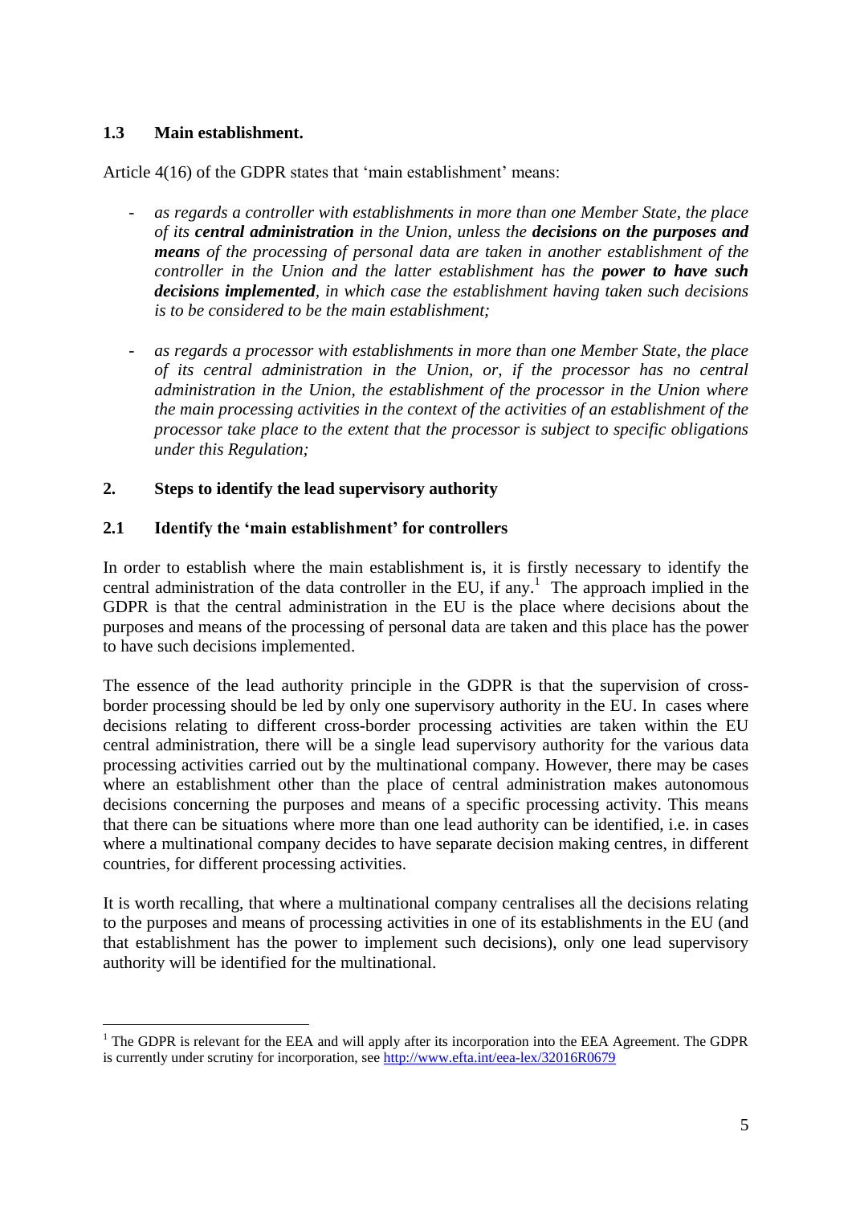### 1.3 Main establishment.

Article 4(16) of the GDPR states that 'main establishment' means:

- *as regards a controller with establishments in more than one Member State, the place of its* ***central administration*** *in the Union, unless the* ***decisions on the purposes and means*** *of the processing of personal data are taken in another establishment of the controller in the Union and the latter establishment has the* ***power to have such decisions implemented****, in which case the establishment having taken such decisions is to be considered to be the main establishment;*

- *as regards a processor with establishments in more than one Member State, the place of its central administration in the Union, or, if the processor has no central administration in the Union, the establishment of the processor in the Union where the main processing activities in the context of the activities of an establishment of the processor take place to the extent that the processor is subject to specific obligations under this Regulation;*

## 2. Steps to identify the lead supervisory authority

### 2.1 Identify the 'main establishment' for controllers

In order to establish where the main establishment is, it is firstly necessary to identify the central administration of the data controller in the EU, if any.[1] The approach implied in the GDPR is that the central administration in the EU is the place where decisions about the purposes and means of the processing of personal data are taken and this place has the power to have such decisions implemented.

The essence of the lead authority principle in the GDPR is that the supervision of cross-border processing should be led by only one supervisory authority in the EU. In cases where decisions relating to different cross-border processing activities are taken within the EU central administration, there will be a single lead supervisory authority for the various data processing activities carried out by the multinational company. However, there may be cases where an establishment other than the place of central administration makes autonomous decisions concerning the purposes and means of a specific processing activity. This means that there can be situations where more than one lead authority can be identified, i.e. in cases where a multinational company decides to have separate decision making centres, in different countries, for different processing activities.

It is worth recalling, that where a multinational company centralises all the decisions relating to the purposes and means of processing activities in one of its establishments in the EU (and that establishment has the power to implement such decisions), only one lead supervisory authority will be identified for the multinational.

---

[1] The GDPR is relevant for the EEA and will apply after its incorporation into the EEA Agreement. The GDPR is currently under scrutiny for incorporation, see http://www.efta.int/eea-lex/32016R0679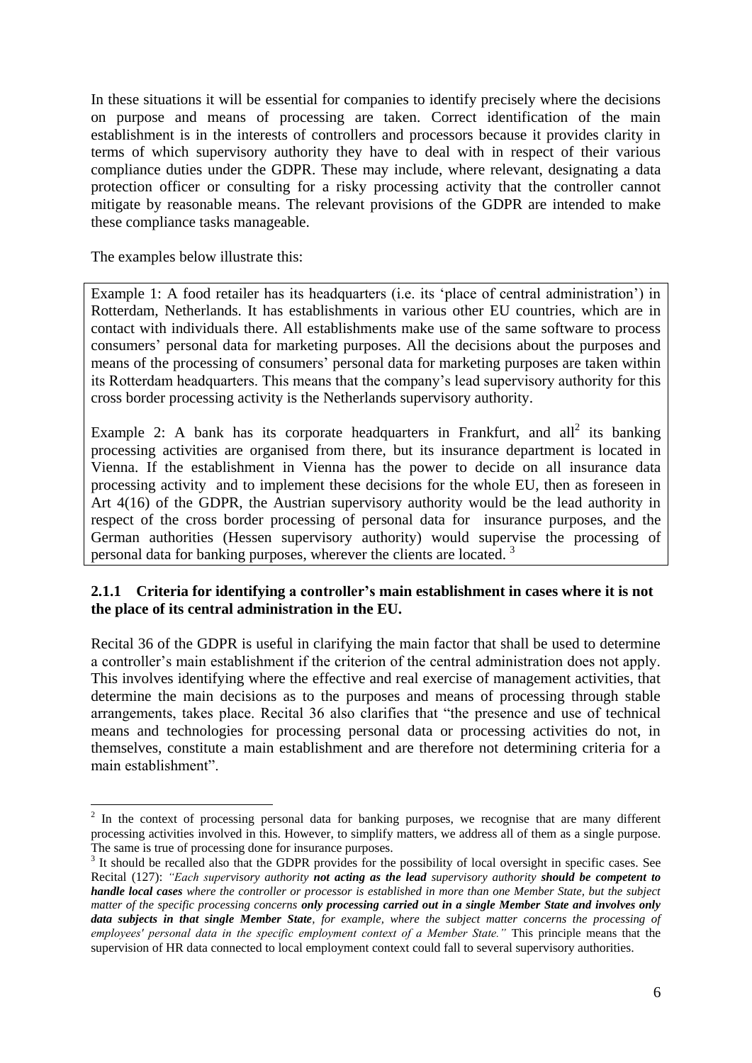In these situations it will be essential for companies to identify precisely where the decisions on purpose and means of processing are taken. Correct identification of the main establishment is in the interests of controllers and processors because it provides clarity in terms of which supervisory authority they have to deal with in respect of their various compliance duties under the GDPR. These may include, where relevant, designating a data protection officer or consulting for a risky processing activity that the controller cannot mitigate by reasonable means. The relevant provisions of the GDPR are intended to make these compliance tasks manageable.

The examples below illustrate this:

> Example 1: A food retailer has its headquarters (i.e. its 'place of central administration') in Rotterdam, Netherlands. It has establishments in various other EU countries, which are in contact with individuals there. All establishments make use of the same software to process consumers' personal data for marketing purposes. All the decisions about the purposes and means of the processing of consumers' personal data for marketing purposes are taken within its Rotterdam headquarters. This means that the company's lead supervisory authority for this cross border processing activity is the Netherlands supervisory authority.
>
> Example 2: A bank has its corporate headquarters in Frankfurt, and all[2] its banking processing activities are organised from there, but its insurance department is located in Vienna. If the establishment in Vienna has the power to decide on all insurance data processing activity and to implement these decisions for the whole EU, then as foreseen in Art 4(16) of the GDPR, the Austrian supervisory authority would be the lead authority in respect of the cross border processing of personal data for insurance purposes, and the German authorities (Hessen supervisory authority) would supervise the processing of personal data for banking purposes, wherever the clients are located. [3]

### 2.1.1 Criteria for identifying a controller's main establishment in cases where it is not the place of its central administration in the EU.

Recital 36 of the GDPR is useful in clarifying the main factor that shall be used to determine a controller's main establishment if the criterion of the central administration does not apply. This involves identifying where the effective and real exercise of management activities, that determine the main decisions as to the purposes and means of processing through stable arrangements, takes place. Recital 36 also clarifies that "the presence and use of technical means and technologies for processing personal data or processing activities do not, in themselves, constitute a main establishment and are therefore not determining criteria for a main establishment".

---

[2] In the context of processing personal data for banking purposes, we recognise that are many different processing activities involved in this. However, to simplify matters, we address all of them as a single purpose. The same is true of processing done for insurance purposes.

[3] It should be recalled also that the GDPR provides for the possibility of local oversight in specific cases. See Recital (127): *"Each supervisory authority* ***not acting as the lead*** *supervisory authority* ***should be competent to handle local cases*** *where the controller or processor is established in more than one Member State, but the subject matter of the specific processing concerns* ***only processing carried out in a single Member State and involves only data subjects in that single Member State****, for example, where the subject matter concerns the processing of employees' personal data in the specific employment context of a Member State."* This principle means that the supervision of HR data connected to local employment context could fall to several supervisory authorities.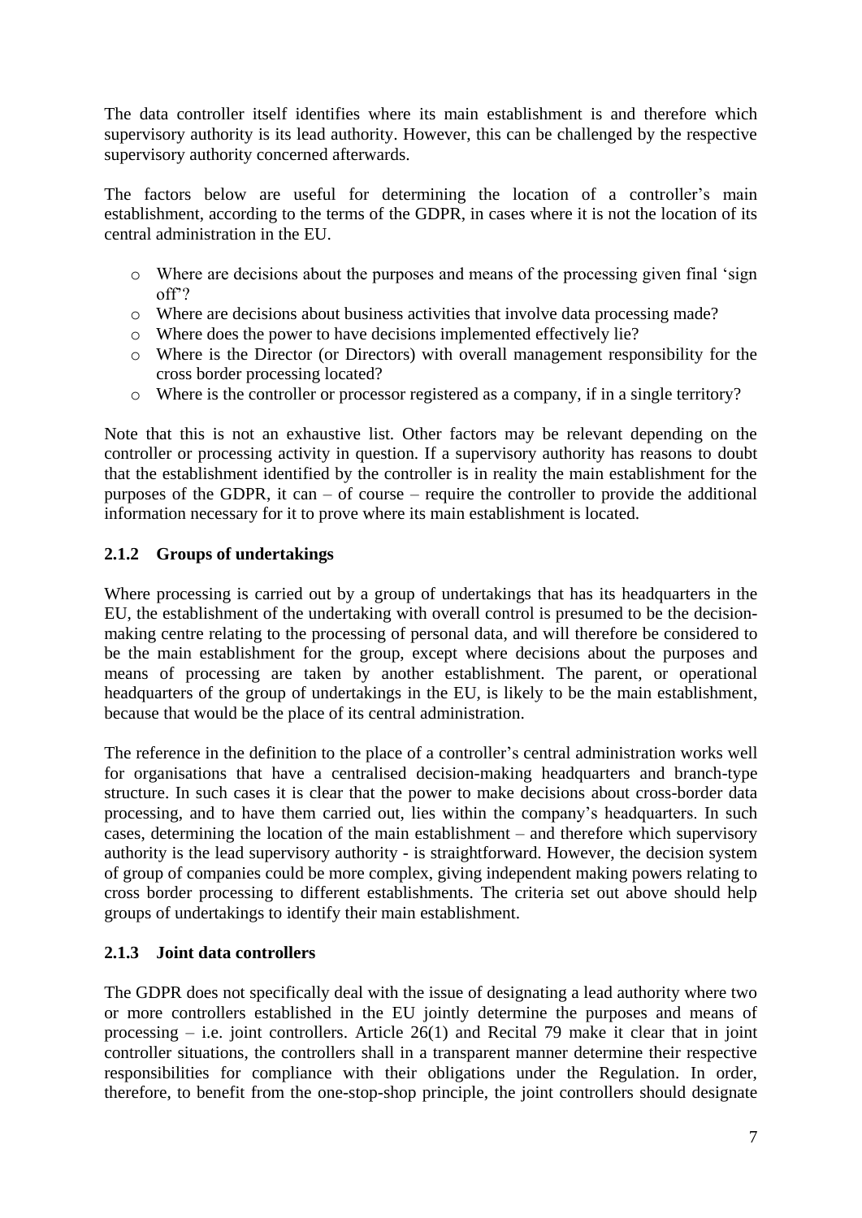The data controller itself identifies where its main establishment is and therefore which supervisory authority is its lead authority. However, this can be challenged by the respective supervisory authority concerned afterwards.

The factors below are useful for determining the location of a controller's main establishment, according to the terms of the GDPR, in cases where it is not the location of its central administration in the EU.

- Where are decisions about the purposes and means of the processing given final 'sign off'?
- Where are decisions about business activities that involve data processing made?
- Where does the power to have decisions implemented effectively lie?
- Where is the Director (or Directors) with overall management responsibility for the cross border processing located?
- Where is the controller or processor registered as a company, if in a single territory?

Note that this is not an exhaustive list. Other factors may be relevant depending on the controller or processing activity in question. If a supervisory authority has reasons to doubt that the establishment identified by the controller is in reality the main establishment for the purposes of the GDPR, it can – of course – require the controller to provide the additional information necessary for it to prove where its main establishment is located.

### 2.1.2 Groups of undertakings

Where processing is carried out by a group of undertakings that has its headquarters in the EU, the establishment of the undertaking with overall control is presumed to be the decision-making centre relating to the processing of personal data, and will therefore be considered to be the main establishment for the group, except where decisions about the purposes and means of processing are taken by another establishment. The parent, or operational headquarters of the group of undertakings in the EU, is likely to be the main establishment, because that would be the place of its central administration.

The reference in the definition to the place of a controller's central administration works well for organisations that have a centralised decision-making headquarters and branch-type structure. In such cases it is clear that the power to make decisions about cross-border data processing, and to have them carried out, lies within the company's headquarters. In such cases, determining the location of the main establishment – and therefore which supervisory authority is the lead supervisory authority - is straightforward. However, the decision system of group of companies could be more complex, giving independent making powers relating to cross border processing to different establishments. The criteria set out above should help groups of undertakings to identify their main establishment.

### 2.1.3 Joint data controllers

The GDPR does not specifically deal with the issue of designating a lead authority where two or more controllers established in the EU jointly determine the purposes and means of processing – i.e. joint controllers. Article 26(1) and Recital 79 make it clear that in joint controller situations, the controllers shall in a transparent manner determine their respective responsibilities for compliance with their obligations under the Regulation. In order, therefore, to benefit from the one-stop-shop principle, the joint controllers should designate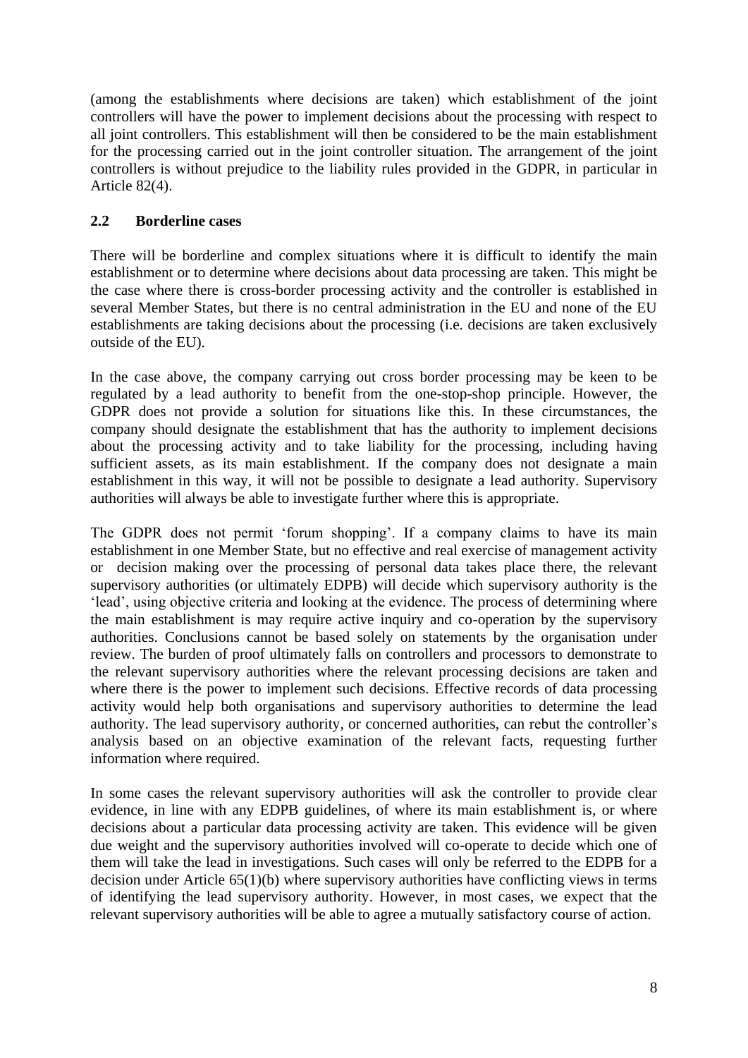(among the establishments where decisions are taken) which establishment of the joint controllers will have the power to implement decisions about the processing with respect to all joint controllers. This establishment will then be considered to be the main establishment for the processing carried out in the joint controller situation. The arrangement of the joint controllers is without prejudice to the liability rules provided in the GDPR, in particular in Article 82(4).

## 2.2 Borderline cases

There will be borderline and complex situations where it is difficult to identify the main establishment or to determine where decisions about data processing are taken. This might be the case where there is cross-border processing activity and the controller is established in several Member States, but there is no central administration in the EU and none of the EU establishments are taking decisions about the processing (i.e. decisions are taken exclusively outside of the EU).

In the case above, the company carrying out cross border processing may be keen to be regulated by a lead authority to benefit from the one-stop-shop principle. However, the GDPR does not provide a solution for situations like this. In these circumstances, the company should designate the establishment that has the authority to implement decisions about the processing activity and to take liability for the processing, including having sufficient assets, as its main establishment. If the company does not designate a main establishment in this way, it will not be possible to designate a lead authority. Supervisory authorities will always be able to investigate further where this is appropriate.

The GDPR does not permit 'forum shopping'. If a company claims to have its main establishment in one Member State, but no effective and real exercise of management activity or decision making over the processing of personal data takes place there, the relevant supervisory authorities (or ultimately EDPB) will decide which supervisory authority is the 'lead', using objective criteria and looking at the evidence. The process of determining where the main establishment is may require active inquiry and co-operation by the supervisory authorities. Conclusions cannot be based solely on statements by the organisation under review. The burden of proof ultimately falls on controllers and processors to demonstrate to the relevant supervisory authorities where the relevant processing decisions are taken and where there is the power to implement such decisions. Effective records of data processing activity would help both organisations and supervisory authorities to determine the lead authority. The lead supervisory authority, or concerned authorities, can rebut the controller's analysis based on an objective examination of the relevant facts, requesting further information where required.

In some cases the relevant supervisory authorities will ask the controller to provide clear evidence, in line with any EDPB guidelines, of where its main establishment is, or where decisions about a particular data processing activity are taken. This evidence will be given due weight and the supervisory authorities involved will co-operate to decide which one of them will take the lead in investigations. Such cases will only be referred to the EDPB for a decision under Article 65(1)(b) where supervisory authorities have conflicting views in terms of identifying the lead supervisory authority. However, in most cases, we expect that the relevant supervisory authorities will be able to agree a mutually satisfactory course of action.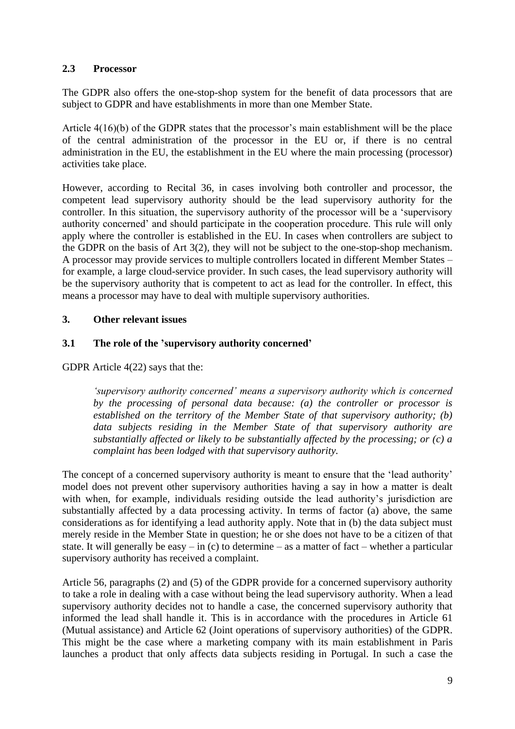### 2.3 Processor

The GDPR also offers the one-stop-shop system for the benefit of data processors that are subject to GDPR and have establishments in more than one Member State.

Article 4(16)(b) of the GDPR states that the processor's main establishment will be the place of the central administration of the processor in the EU or, if there is no central administration in the EU, the establishment in the EU where the main processing (processor) activities take place.

However, according to Recital 36, in cases involving both controller and processor, the competent lead supervisory authority should be the lead supervisory authority for the controller. In this situation, the supervisory authority of the processor will be a 'supervisory authority concerned' and should participate in the cooperation procedure. This rule will only apply where the controller is established in the EU. In cases when controllers are subject to the GDPR on the basis of Art 3(2), they will not be subject to the one-stop-shop mechanism. A processor may provide services to multiple controllers located in different Member States – for example, a large cloud-service provider. In such cases, the lead supervisory authority will be the supervisory authority that is competent to act as lead for the controller. In effect, this means a processor may have to deal with multiple supervisory authorities.

## 3. Other relevant issues

### 3.1 The role of the 'supervisory authority concerned'

GDPR Article 4(22) says that the:

> *'supervisory authority concerned' means a supervisory authority which is concerned by the processing of personal data because: (a) the controller or processor is established on the territory of the Member State of that supervisory authority; (b) data subjects residing in the Member State of that supervisory authority are substantially affected or likely to be substantially affected by the processing; or (c) a complaint has been lodged with that supervisory authority.*

The concept of a concerned supervisory authority is meant to ensure that the 'lead authority' model does not prevent other supervisory authorities having a say in how a matter is dealt with when, for example, individuals residing outside the lead authority's jurisdiction are substantially affected by a data processing activity. In terms of factor (a) above, the same considerations as for identifying a lead authority apply. Note that in (b) the data subject must merely reside in the Member State in question; he or she does not have to be a citizen of that state. It will generally be easy – in (c) to determine – as a matter of fact – whether a particular supervisory authority has received a complaint.

Article 56, paragraphs (2) and (5) of the GDPR provide for a concerned supervisory authority to take a role in dealing with a case without being the lead supervisory authority. When a lead supervisory authority decides not to handle a case, the concerned supervisory authority that informed the lead shall handle it. This is in accordance with the procedures in Article 61 (Mutual assistance) and Article 62 (Joint operations of supervisory authorities) of the GDPR. This might be the case where a marketing company with its main establishment in Paris launches a product that only affects data subjects residing in Portugal. In such a case the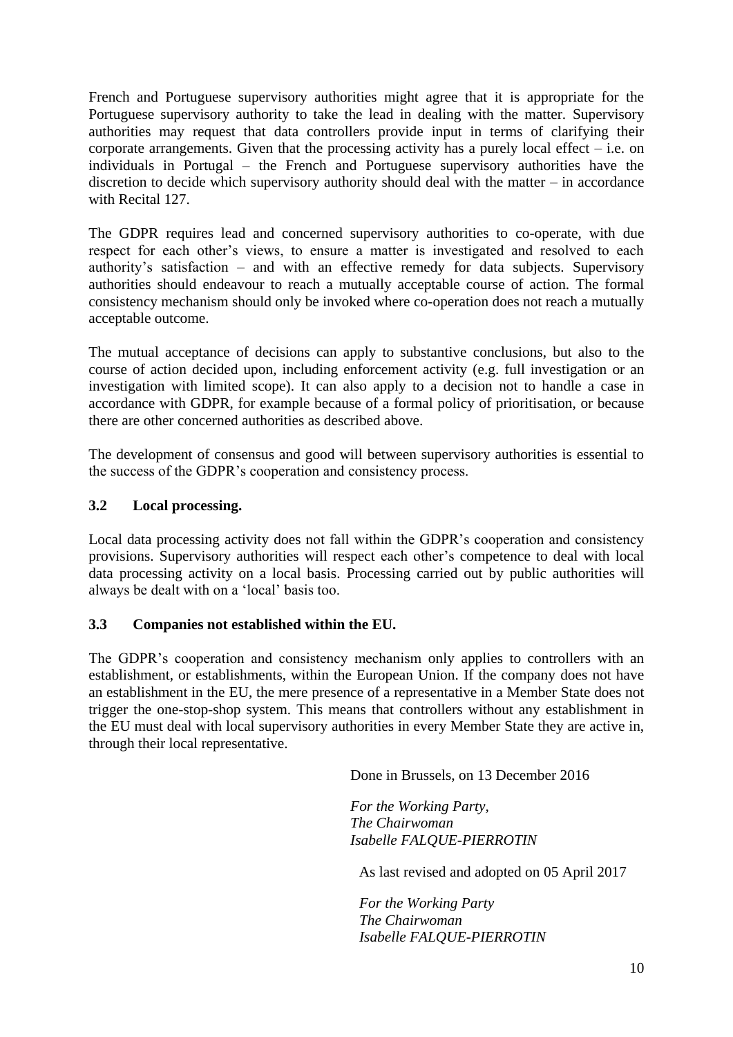French and Portuguese supervisory authorities might agree that it is appropriate for the Portuguese supervisory authority to take the lead in dealing with the matter. Supervisory authorities may request that data controllers provide input in terms of clarifying their corporate arrangements. Given that the processing activity has a purely local effect – i.e. on individuals in Portugal – the French and Portuguese supervisory authorities have the discretion to decide which supervisory authority should deal with the matter – in accordance with Recital 127.

The GDPR requires lead and concerned supervisory authorities to co-operate, with due respect for each other's views, to ensure a matter is investigated and resolved to each authority's satisfaction – and with an effective remedy for data subjects. Supervisory authorities should endeavour to reach a mutually acceptable course of action. The formal consistency mechanism should only be invoked where co-operation does not reach a mutually acceptable outcome.

The mutual acceptance of decisions can apply to substantive conclusions, but also to the course of action decided upon, including enforcement activity (e.g. full investigation or an investigation with limited scope). It can also apply to a decision not to handle a case in accordance with GDPR, for example because of a formal policy of prioritisation, or because there are other concerned authorities as described above.

The development of consensus and good will between supervisory authorities is essential to the success of the GDPR's cooperation and consistency process.

### 3.2 Local processing.

Local data processing activity does not fall within the GDPR's cooperation and consistency provisions. Supervisory authorities will respect each other's competence to deal with local data processing activity on a local basis. Processing carried out by public authorities will always be dealt with on a 'local' basis too.

### 3.3 Companies not established within the EU.

The GDPR's cooperation and consistency mechanism only applies to controllers with an establishment, or establishments, within the European Union. If the company does not have an establishment in the EU, the mere presence of a representative in a Member State does not trigger the one-stop-shop system. This means that controllers without any establishment in the EU must deal with local supervisory authorities in every Member State they are active in, through their local representative.

Done in Brussels, on 13 December 2016

*For the Working Party,*
*The Chairwoman*
*Isabelle FALQUE-PIERROTIN*

As last revised and adopted on 05 April 2017

*For the Working Party*
*The Chairwoman*
*Isabelle FALQUE-PIERROTIN*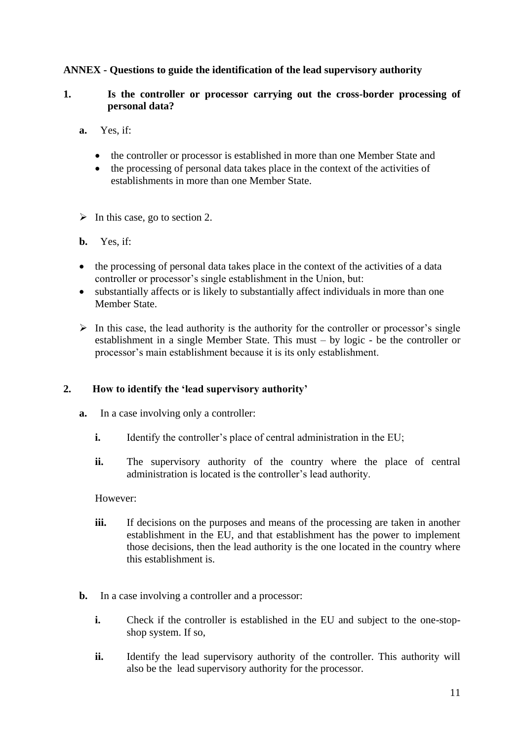**ANNEX - Questions to guide the identification of the lead supervisory authority**

**1. Is the controller or processor carrying out the cross-border processing of personal data?**

**a.** Yes, if:

- the controller or processor is established in more than one Member State and
- the processing of personal data takes place in the context of the activities of establishments in more than one Member State.

➢ In this case, go to section 2.

**b.** Yes, if:

- the processing of personal data takes place in the context of the activities of a data controller or processor's single establishment in the Union, but:
- substantially affects or is likely to substantially affect individuals in more than one Member State.

➢ In this case, the lead authority is the authority for the controller or processor's single establishment in a single Member State. This must – by logic - be the controller or processor's main establishment because it is its only establishment.

**2. How to identify the 'lead supervisory authority'**

**a.** In a case involving only a controller:

**i.** Identify the controller's place of central administration in the EU;

**ii.** The supervisory authority of the country where the place of central administration is located is the controller's lead authority.

However:

**iii.** If decisions on the purposes and means of the processing are taken in another establishment in the EU, and that establishment has the power to implement those decisions, then the lead authority is the one located in the country where this establishment is.

**b.** In a case involving a controller and a processor:

**i.** Check if the controller is established in the EU and subject to the one-stop-shop system. If so,

**ii.** Identify the lead supervisory authority of the controller. This authority will also be the lead supervisory authority for the processor.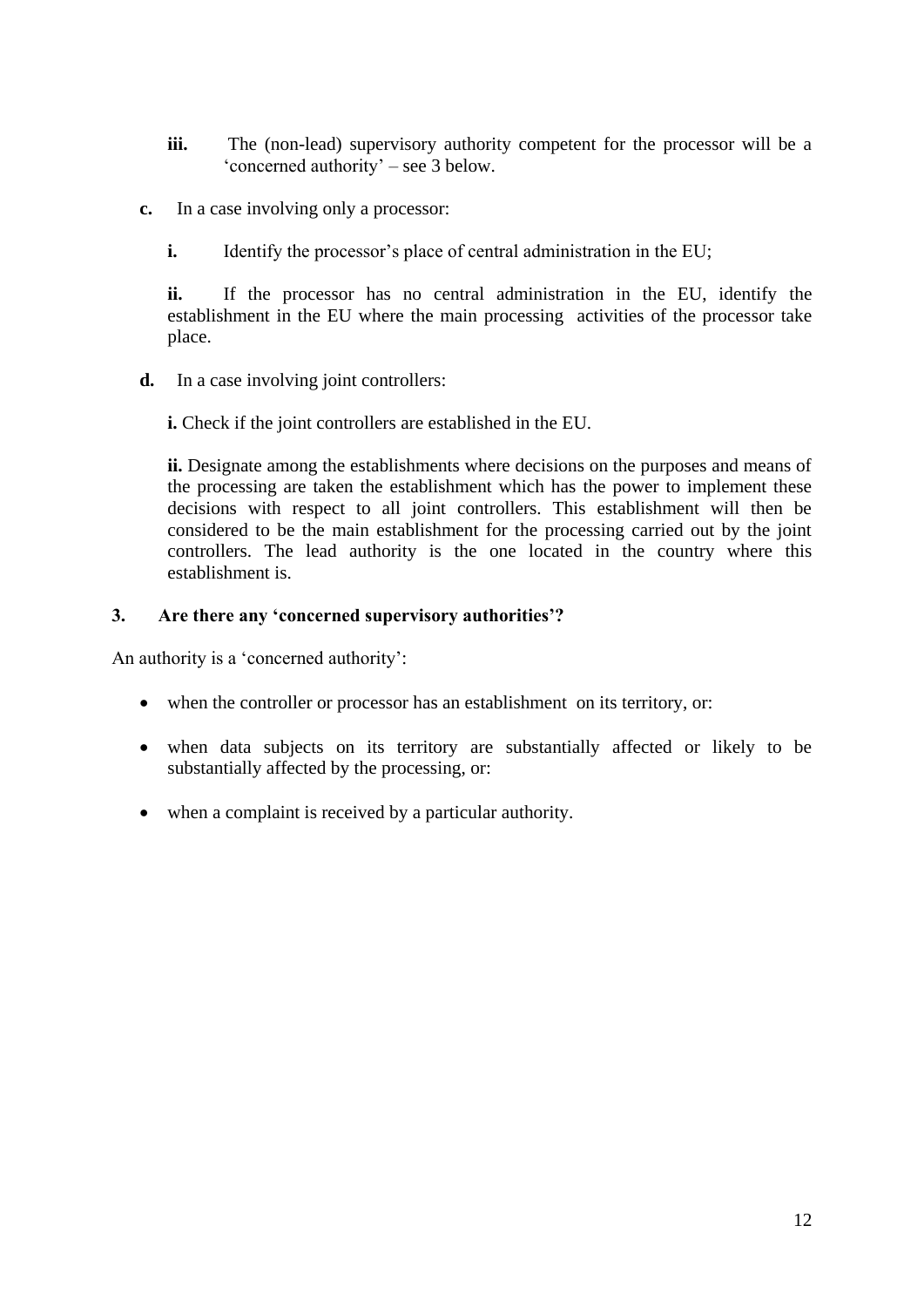**iii.** The (non-lead) supervisory authority competent for the processor will be a 'concerned authority' – see 3 below.

**c.** In a case involving only a processor:

**i.** Identify the processor's place of central administration in the EU;

**ii.** If the processor has no central administration in the EU, identify the establishment in the EU where the main processing activities of the processor take place.

**d.** In a case involving joint controllers:

**i.** Check if the joint controllers are established in the EU.

**ii.** Designate among the establishments where decisions on the purposes and means of the processing are taken the establishment which has the power to implement these decisions with respect to all joint controllers. This establishment will then be considered to be the main establishment for the processing carried out by the joint controllers. The lead authority is the one located in the country where this establishment is.

### 3. Are there any 'concerned supervisory authorities'?

An authority is a 'concerned authority':

- when the controller or processor has an establishment on its territory, or:
- when data subjects on its territory are substantially affected or likely to be substantially affected by the processing, or:
- when a complaint is received by a particular authority.